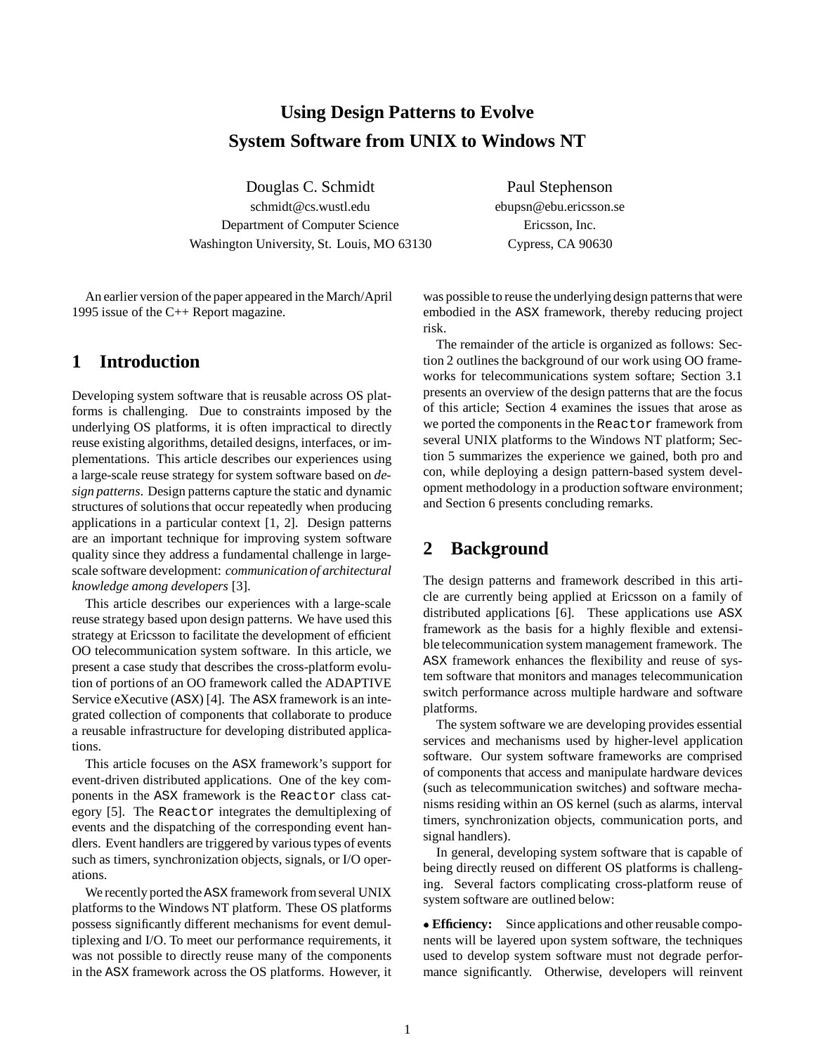# Using Design Patterns to Evolve System Software from UNIX to Windows NT

Douglas C. Schmidt
schmidt@cs.wustl.edu
Department of Computer Science
Washington University, St. Louis, MO 63130

Paul Stephenson
ebupsn@ebu.ericsson.se
Ericsson, Inc.
Cypress, CA 90630

An earlier version of the paper appeared in the March/April 1995 issue of the C++ Report magazine.

## 1 Introduction

Developing system software that is reusable across OS platforms is challenging. Due to constraints imposed by the underlying OS platforms, it is often impractical to directly reuse existing algorithms, detailed designs, interfaces, or implementations. This article describes our experiences using a large-scale reuse strategy for system software based on *design patterns*. Design patterns capture the static and dynamic structures of solutions that occur repeatedly when producing applications in a particular context [1, 2]. Design patterns are an important technique for improving system software quality since they address a fundamental challenge in large-scale software development: *communication of architectural knowledge among developers* [3].

This article describes our experiences with a large-scale reuse strategy based upon design patterns. We have used this strategy at Ericsson to facilitate the development of efficient OO telecommunication system software. In this article, we present a case study that describes the cross-platform evolution of portions of an OO framework called the ADAPTIVE Service eXecutive (ASX) [4]. The ASX framework is an integrated collection of components that collaborate to produce a reusable infrastructure for developing distributed applications.

This article focuses on the ASX framework's support for event-driven distributed applications. One of the key components in the ASX framework is the `Reactor` class category [5]. The `Reactor` integrates the demultiplexing of events and the dispatching of the corresponding event handlers. Event handlers are triggered by various types of events such as timers, synchronization objects, signals, or I/O operations.

We recently ported the ASX framework from several UNIX platforms to the Windows NT platform. These OS platforms possess significantly different mechanisms for event demultiplexing and I/O. To meet our performance requirements, it was not possible to directly reuse many of the components in the ASX framework across the OS platforms. However, it was possible to reuse the underlying design patterns that were embodied in the ASX framework, thereby reducing project risk.

The remainder of the article is organized as follows: Section 2 outlines the background of our work using OO frameworks for telecommunications system softare; Section 3.1 presents an overview of the design patterns that are the focus of this article; Section 4 examines the issues that arose as we ported the components in the `Reactor` framework from several UNIX platforms to the Windows NT platform; Section 5 summarizes the experience we gained, both pro and con, while deploying a design pattern-based system development methodology in a production software environment; and Section 6 presents concluding remarks.

## 2 Background

The design patterns and framework described in this article are currently being applied at Ericsson on a family of distributed applications [6]. These applications use ASX framework as the basis for a highly flexible and extensible telecommunication system management framework. The ASX framework enhances the flexibility and reuse of system software that monitors and manages telecommunication switch performance across multiple hardware and software platforms.

The system software we are developing provides essential services and mechanisms used by higher-level application software. Our system software frameworks are comprised of components that access and manipulate hardware devices (such as telecommunication switches) and software mechanisms residing within an OS kernel (such as alarms, interval timers, synchronization objects, communication ports, and signal handlers).

In general, developing system software that is capable of being directly reused on different OS platforms is challenging. Several factors complicating cross-platform reuse of system software are outlined below:

- **Efficiency:** Since applications and other reusable components will be layered upon system software, the techniques used to develop system software must not degrade performance significantly. Otherwise, developers will reinvent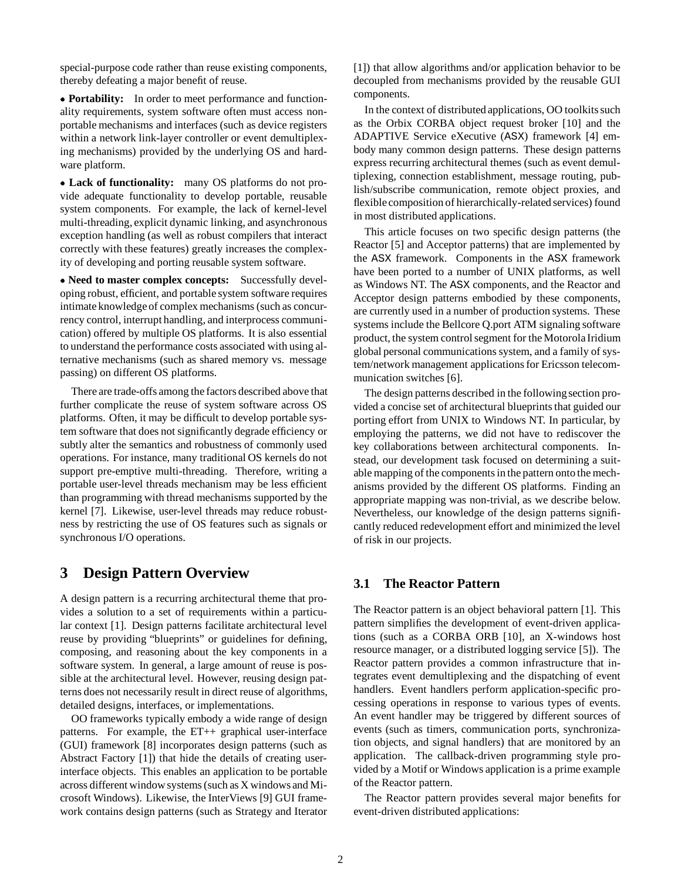special-purpose code rather than reuse existing components, thereby defeating a major benefit of reuse.

- **Portability:** In order to meet performance and functionality requirements, system software often must access non-portable mechanisms and interfaces (such as device registers within a network link-layer controller or event demultiplexing mechanisms) provided by the underlying OS and hardware platform.

- **Lack of functionality:** many OS platforms do not provide adequate functionality to develop portable, reusable system components. For example, the lack of kernel-level multi-threading, explicit dynamic linking, and asynchronous exception handling (as well as robust compilers that interact correctly with these features) greatly increases the complexity of developing and porting reusable system software.

- **Need to master complex concepts:** Successfully developing robust, efficient, and portable system software requires intimate knowledge of complex mechanisms (such as concurrency control, interrupt handling, and interprocess communication) offered by multiple OS platforms. It is also essential to understand the performance costs associated with using alternative mechanisms (such as shared memory vs. message passing) on different OS platforms.

There are trade-offs among the factors described above that further complicate the reuse of system software across OS platforms. Often, it may be difficult to develop portable system software that does not significantly degrade efficiency or subtly alter the semantics and robustness of commonly used operations. For instance, many traditional OS kernels do not support pre-emptive multi-threading. Therefore, writing a portable user-level threads mechanism may be less efficient than programming with thread mechanisms supported by the kernel [7]. Likewise, user-level threads may reduce robustness by restricting the use of OS features such as signals or synchronous I/O operations.

## 3 Design Pattern Overview

A design pattern is a recurring architectural theme that provides a solution to a set of requirements within a particular context [1]. Design patterns facilitate architectural level reuse by providing "blueprints" or guidelines for defining, composing, and reasoning about the key components in a software system. In general, a large amount of reuse is possible at the architectural level. However, reusing design patterns does not necessarily result in direct reuse of algorithms, detailed designs, interfaces, or implementations.

OO frameworks typically embody a wide range of design patterns. For example, the ET++ graphical user-interface (GUI) framework [8] incorporates design patterns (such as Abstract Factory [1]) that hide the details of creating user-interface objects. This enables an application to be portable across different window systems (such as X windows and Microsoft Windows). Likewise, the InterViews [9] GUI framework contains design patterns (such as Strategy and Iterator [1]) that allow algorithms and/or application behavior to be decoupled from mechanisms provided by the reusable GUI components.

In the context of distributed applications, OO toolkits such as the Orbix CORBA object request broker [10] and the ADAPTIVE Service eXecutive (ASX) framework [4] embody many common design patterns. These design patterns express recurring architectural themes (such as event demultiplexing, connection establishment, message routing, publish/subscribe communication, remote object proxies, and flexible composition of hierarchically-related services) found in most distributed applications.

This article focuses on two specific design patterns (the Reactor [5] and Acceptor patterns) that are implemented by the ASX framework. Components in the ASX framework have been ported to a number of UNIX platforms, as well as Windows NT. The ASX components, and the Reactor and Acceptor design patterns embodied by these components, are currently used in a number of production systems. These systems include the Bellcore Q.port ATM signaling software product, the system control segment for the Motorola Iridium global personal communications system, and a family of system/network management applications for Ericsson telecommunication switches [6].

The design patterns described in the following section provided a concise set of architectural blueprints that guided our porting effort from UNIX to Windows NT. In particular, by employing the patterns, we did not have to rediscover the key collaborations between architectural components. Instead, our development task focused on determining a suitable mapping of the components in the pattern onto the mechanisms provided by the different OS platforms. Finding an appropriate mapping was non-trivial, as we describe below. Nevertheless, our knowledge of the design patterns significantly reduced redevelopment effort and minimized the level of risk in our projects.

### 3.1 The Reactor Pattern

The Reactor pattern is an object behavioral pattern [1]. This pattern simplifies the development of event-driven applications (such as a CORBA ORB [10], an X-windows host resource manager, or a distributed logging service [5]). The Reactor pattern provides a common infrastructure that integrates event demultiplexing and the dispatching of event handlers. Event handlers perform application-specific processing operations in response to various types of events. An event handler may be triggered by different sources of events (such as timers, communication ports, synchronization objects, and signal handlers) that are monitored by an application. The callback-driven programming style provided by a Motif or Windows application is a prime example of the Reactor pattern.

The Reactor pattern provides several major benefits for event-driven distributed applications: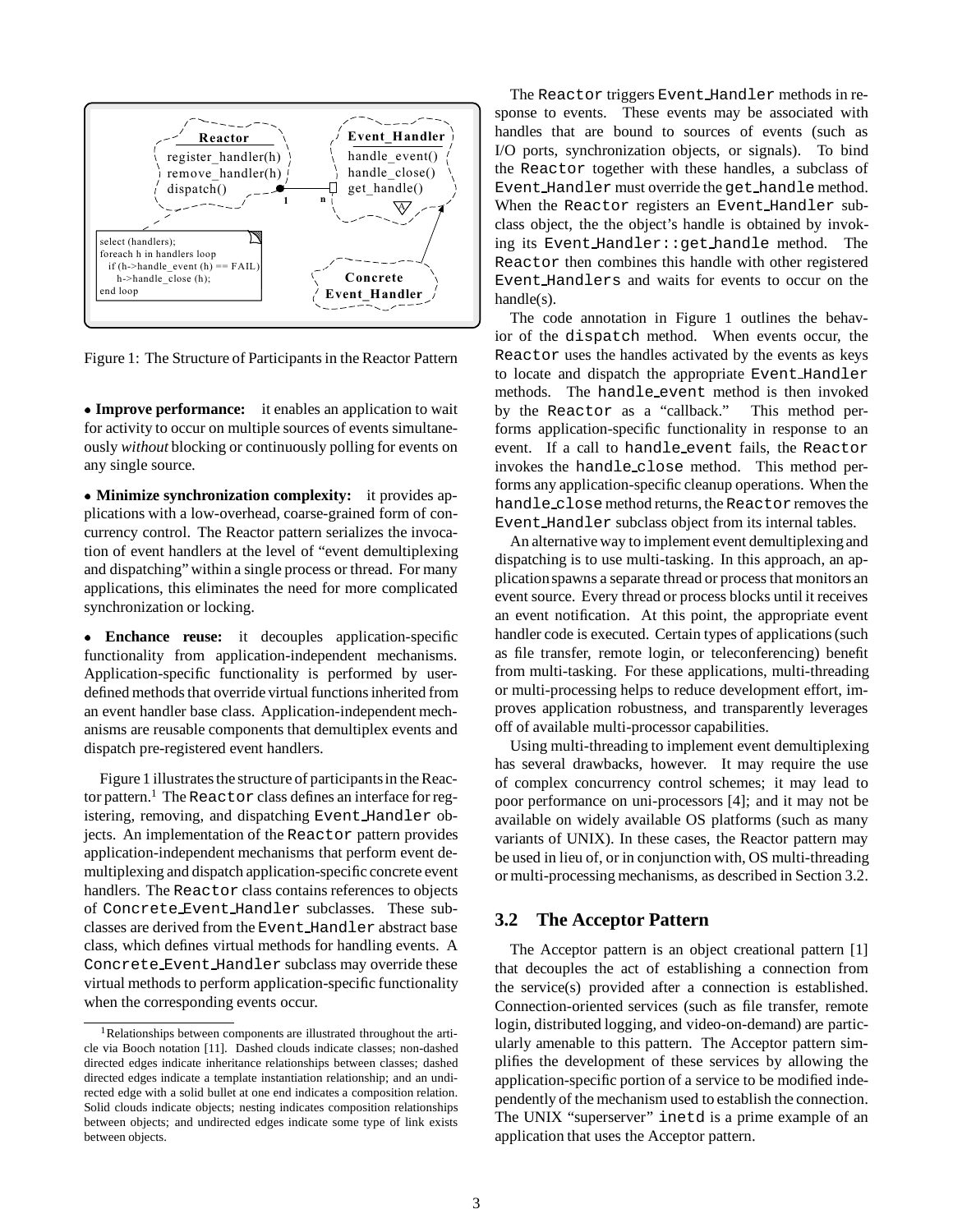Figure 1: The Structure of Participants in the Reactor Pattern

- **Improve performance:** it enables an application to wait for activity to occur on multiple sources of events simultaneously *without* blocking or continuously polling for events on any single source.
- **Minimize synchronization complexity:** it provides applications with a low-overhead, coarse-grained form of concurrency control. The Reactor pattern serializes the invocation of event handlers at the level of "event demultiplexing and dispatching" within a single process or thread. For many applications, this eliminates the need for more complicated synchronization or locking.
- **Enchance reuse:** it decouples application-specific functionality from application-independent mechanisms. Application-specific functionality is performed by user-defined methods that override virtual functions inherited from an event handler base class. Application-independent mechanisms are reusable components that demultiplex events and dispatch pre-registered event handlers.

Figure 1 illustrates the structure of participants in the Reactor pattern.[1] The `Reactor` class defines an interface for registering, removing, and dispatching `Event_Handler` objects. An implementation of the `Reactor` pattern provides application-independent mechanisms that perform event demultiplexing and dispatch application-specific concrete event handlers. The `Reactor` class contains references to objects of `Concrete_Event_Handler` subclasses. These subclasses are derived from the `Event_Handler` abstract base class, which defines virtual methods for handling events. A `Concrete_Event_Handler` subclass may override these virtual methods to perform application-specific functionality when the corresponding events occur.

The `Reactor` triggers `Event_Handler` methods in response to events. These events may be associated with handles that are bound to sources of events (such as I/O ports, synchronization objects, or signals). To bind the `Reactor` together with these handles, a subclass of `Event_Handler` must override the `get_handle` method. When the `Reactor` registers an `Event_Handler` subclass object, the the object's handle is obtained by invoking its `Event_Handler::get_handle` method. The `Reactor` then combines this handle with other registered `Event_Handlers` and waits for events to occur on the handle(s).

The code annotation in Figure 1 outlines the behavior of the `dispatch` method. When events occur, the `Reactor` uses the handles activated by the events as keys to locate and dispatch the appropriate `Event_Handler` methods. The `handle_event` method is then invoked by the `Reactor` as a "callback." This method performs application-specific functionality in response to an event. If a call to `handle_event` fails, the `Reactor` invokes the `handle_close` method. This method performs any application-specific cleanup operations. When the `handle_close` method returns, the `Reactor` removes the `Event_Handler` subclass object from its internal tables.

An alternative way to implement event demultiplexing and dispatching is to use multi-tasking. In this approach, an application spawns a separate thread or process that monitors an event source. Every thread or process blocks until it receives an event notification. At this point, the appropriate event handler code is executed. Certain types of applications (such as file transfer, remote login, or teleconferencing) benefit from multi-tasking. For these applications, multi-threading or multi-processing helps to reduce development effort, improves application robustness, and transparently leverages off of available multi-processor capabilities.

Using multi-threading to implement event demultiplexing has several drawbacks, however. It may require the use of complex concurrency control schemes; it may lead to poor performance on uni-processors [4]; and it may not be available on widely available OS platforms (such as many variants of UNIX). In these cases, the Reactor pattern may be used in lieu of, or in conjunction with, OS multi-threading or multi-processing mechanisms, as described in Section 3.2.

## 3.2 The Acceptor Pattern

The Acceptor pattern is an object creational pattern [1] that decouples the act of establishing a connection from the service(s) provided after a connection is established. Connection-oriented services (such as file transfer, remote login, distributed logging, and video-on-demand) are particularly amenable to this pattern. The Acceptor pattern simplifies the development of these services by allowing the application-specific portion of a service to be modified independently of the mechanism used to establish the connection. The UNIX "superserver" `inetd` is a prime example of an application that uses the Acceptor pattern.

---

[1] Relationships between components are illustrated throughout the article via Booch notation [11]. Dashed clouds indicate classes; non-dashed directed edges indicate inheritance relationships between classes; dashed directed edges indicate a template instantiation relationship; and an undirected edge with a solid bullet at one end indicates a composition relation. Solid clouds indicate objects; nesting indicates composition relationships between objects; and undirected edges indicate some type of link exists between objects.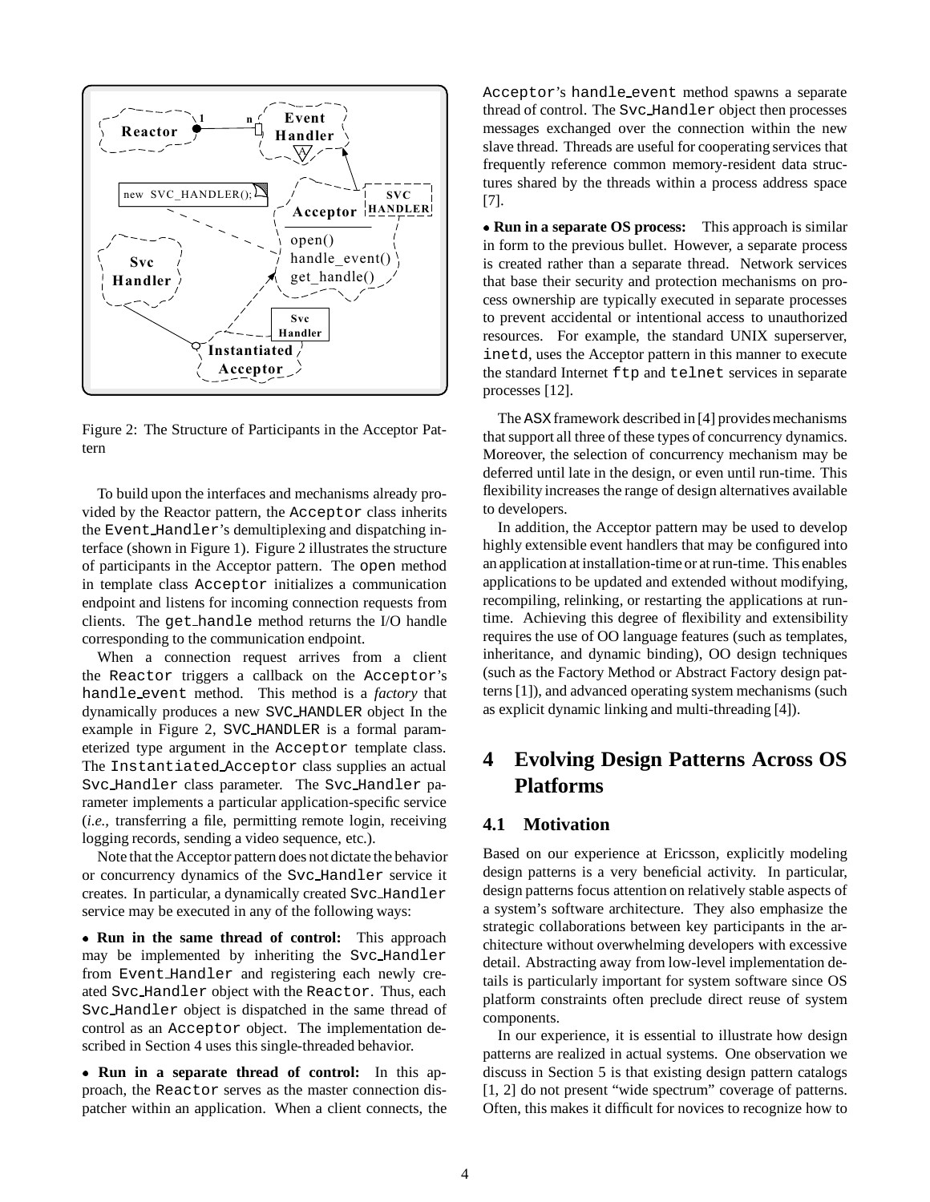Figure 2: The Structure of Participants in the Acceptor Pattern

To build upon the interfaces and mechanisms already provided by the Reactor pattern, the Acceptor class inherits the Event_Handler's demultiplexing and dispatching interface (shown in Figure 1). Figure 2 illustrates the structure of participants in the Acceptor pattern. The open method in template class Acceptor initializes a communication endpoint and listens for incoming connection requests from clients. The get_handle method returns the I/O handle corresponding to the communication endpoint.

When a connection request arrives from a client the Reactor triggers a callback on the Acceptor's handle_event method. This method is a *factory* that dynamically produces a new SVC_HANDLER object In the example in Figure 2, SVC_HANDLER is a formal parameterized type argument in the Acceptor template class. The Instantiated_Acceptor class supplies an actual Svc_Handler class parameter. The Svc_Handler parameter implements a particular application-specific service (*i.e.,* transferring a file, permitting remote login, receiving logging records, sending a video sequence, etc.).

Note that the Acceptor pattern does not dictate the behavior or concurrency dynamics of the Svc_Handler service it creates. In particular, a dynamically created Svc_Handler service may be executed in any of the following ways:

- **Run in the same thread of control:** This approach may be implemented by inheriting the Svc_Handler from Event_Handler and registering each newly created Svc_Handler object with the Reactor. Thus, each Svc_Handler object is dispatched in the same thread of control as an Acceptor object. The implementation described in Section 4 uses this single-threaded behavior.

- **Run in a separate thread of control:** In this approach, the Reactor serves as the master connection dispatcher within an application. When a client connects, the Acceptor's handle_event method spawns a separate thread of control. The Svc_Handler object then processes messages exchanged over the connection within the new slave thread. Threads are useful for cooperating services that frequently reference common memory-resident data structures shared by the threads within a process address space [7].

- **Run in a separate OS process:** This approach is similar in form to the previous bullet. However, a separate process is created rather than a separate thread. Network services that base their security and protection mechanisms on process ownership are typically executed in separate processes to prevent accidental or intentional access to unauthorized resources. For example, the standard UNIX superserver, inetd, uses the Acceptor pattern in this manner to execute the standard Internet ftp and telnet services in separate processes [12].

The ASX framework described in [4] provides mechanisms that support all three of these types of concurrency dynamics. Moreover, the selection of concurrency mechanism may be deferred until late in the design, or even until run-time. This flexibility increases the range of design alternatives available to developers.

In addition, the Acceptor pattern may be used to develop highly extensible event handlers that may be configured into an application at installation-time or at run-time. This enables applications to be updated and extended without modifying, recompiling, relinking, or restarting the applications at run-time. Achieving this degree of flexibility and extensibility requires the use of OO language features (such as templates, inheritance, and dynamic binding), OO design techniques (such as the Factory Method or Abstract Factory design patterns [1]), and advanced operating system mechanisms (such as explicit dynamic linking and multi-threading [4]).

# 4 Evolving Design Patterns Across OS Platforms

## 4.1 Motivation

Based on our experience at Ericsson, explicitly modeling design patterns is a very beneficial activity. In particular, design patterns focus attention on relatively stable aspects of a system's software architecture. They also emphasize the strategic collaborations between key participants in the architecture without overwhelming developers with excessive detail. Abstracting away from low-level implementation details is particularly important for system software since OS platform constraints often preclude direct reuse of system components.

In our experience, it is essential to illustrate how design patterns are realized in actual systems. One observation we discuss in Section 5 is that existing design pattern catalogs [1, 2] do not present "wide spectrum" coverage of patterns. Often, this makes it difficult for novices to recognize how to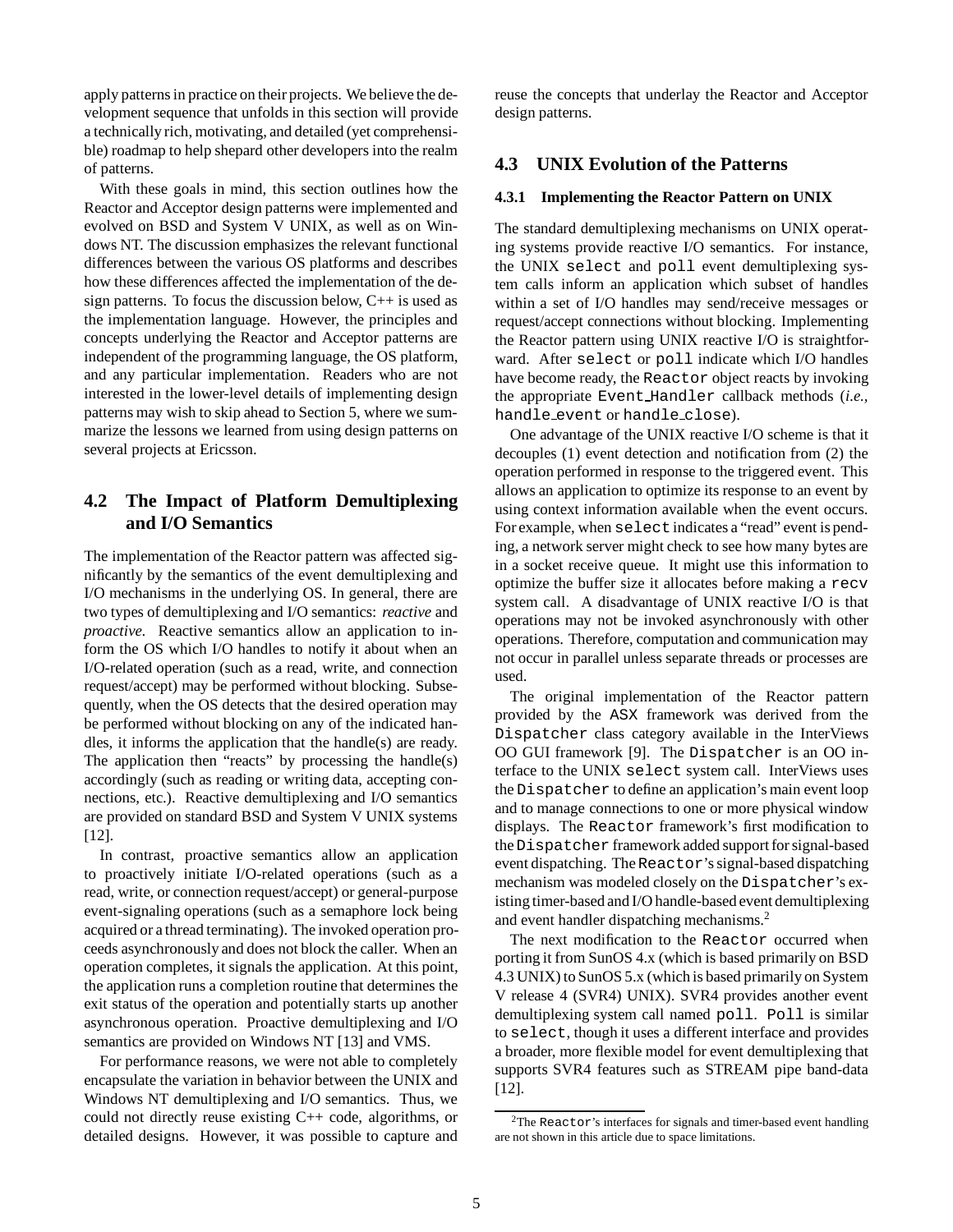apply patterns in practice on their projects. We believe the development sequence that unfolds in this section will provide a technically rich, motivating, and detailed (yet comprehensible) roadmap to help shepard other developers into the realm of patterns.

With these goals in mind, this section outlines how the Reactor and Acceptor design patterns were implemented and evolved on BSD and System V UNIX, as well as on Windows NT. The discussion emphasizes the relevant functional differences between the various OS platforms and describes how these differences affected the implementation of the design patterns. To focus the discussion below, C++ is used as the implementation language. However, the principles and concepts underlying the Reactor and Acceptor patterns are independent of the programming language, the OS platform, and any particular implementation. Readers who are not interested in the lower-level details of implementing design patterns may wish to skip ahead to Section 5, where we summarize the lessons we learned from using design patterns on several projects at Ericsson.

## 4.2 The Impact of Platform Demultiplexing and I/O Semantics

The implementation of the Reactor pattern was affected significantly by the semantics of the event demultiplexing and I/O mechanisms in the underlying OS. In general, there are two types of demultiplexing and I/O semantics: *reactive* and *proactive*. Reactive semantics allow an application to inform the OS which I/O handles to notify it about when an I/O-related operation (such as a read, write, and connection request/accept) may be performed without blocking. Subsequently, when the OS detects that the desired operation may be performed without blocking on any of the indicated handles, it informs the application that the handle(s) are ready. The application then "reacts" by processing the handle(s) accordingly (such as reading or writing data, accepting connections, etc.). Reactive demultiplexing and I/O semantics are provided on standard BSD and System V UNIX systems [12].

In contrast, proactive semantics allow an application to proactively initiate I/O-related operations (such as a read, write, or connection request/accept) or general-purpose event-signaling operations (such as a semaphore lock being acquired or a thread terminating). The invoked operation proceeds asynchronously and does not block the caller. When an operation completes, it signals the application. At this point, the application runs a completion routine that determines the exit status of the operation and potentially starts up another asynchronous operation. Proactive demultiplexing and I/O semantics are provided on Windows NT [13] and VMS.

For performance reasons, we were not able to completely encapsulate the variation in behavior between the UNIX and Windows NT demultiplexing and I/O semantics. Thus, we could not directly reuse existing C++ code, algorithms, or detailed designs. However, it was possible to capture and reuse the concepts that underlay the Reactor and Acceptor design patterns.

## 4.3 UNIX Evolution of the Patterns

### 4.3.1 Implementing the Reactor Pattern on UNIX

The standard demultiplexing mechanisms on UNIX operating systems provide reactive I/O semantics. For instance, the UNIX `select` and `poll` event demultiplexing system calls inform an application which subset of handles within a set of I/O handles may send/receive messages or request/accept connections without blocking. Implementing the Reactor pattern using UNIX reactive I/O is straightforward. After `select` or `poll` indicate which I/O handles have become ready, the `Reactor` object reacts by invoking the appropriate `Event_Handler` callback methods (*i.e.*, `handle_event` or `handle_close`).

One advantage of the UNIX reactive I/O scheme is that it decouples (1) event detection and notification from (2) the operation performed in response to the triggered event. This allows an application to optimize its response to an event by using context information available when the event occurs. For example, when `select` indicates a "read" event is pending, a network server might check to see how many bytes are in a socket receive queue. It might use this information to optimize the buffer size it allocates before making a `recv` system call. A disadvantage of UNIX reactive I/O is that operations may not be invoked asynchronously with other operations. Therefore, computation and communication may not occur in parallel unless separate threads or processes are used.

The original implementation of the Reactor pattern provided by the ASX framework was derived from the `Dispatcher` class category available in the InterViews OO GUI framework [9]. The `Dispatcher` is an OO interface to the UNIX `select` system call. InterViews uses the `Dispatcher` to define an application's main event loop and to manage connections to one or more physical window displays. The `Reactor` framework's first modification to the `Dispatcher` framework added support for signal-based event dispatching. The `Reactor`'s signal-based dispatching mechanism was modeled closely on the `Dispatcher`'s existing timer-based and I/O handle-based event demultiplexing and event handler dispatching mechanisms.[2]

The next modification to the `Reactor` occurred when porting it from SunOS 4.x (which is based primarily on BSD 4.3 UNIX) to SunOS 5.x (which is based primarily on System V release 4 (SVR4) UNIX). SVR4 provides another event demultiplexing system call named `poll`. `Poll` is similar to `select`, though it uses a different interface and provides a broader, more flexible model for event demultiplexing that supports SVR4 features such as STREAM pipe band-data [12].

[2]The `Reactor`'s interfaces for signals and timer-based event handling are not shown in this article due to space limitations.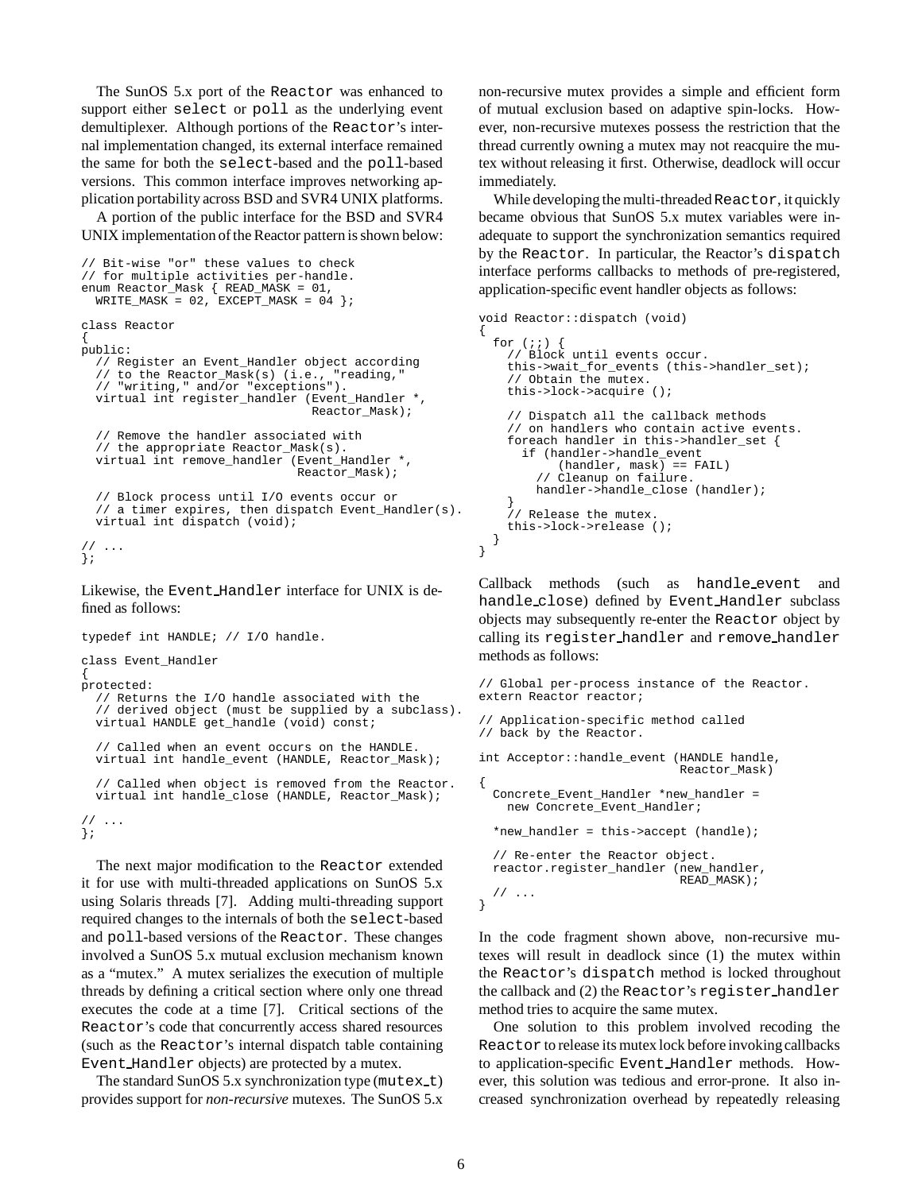The SunOS 5.x port of the `Reactor` was enhanced to support either `select` or `poll` as the underlying event demultiplexer. Although portions of the `Reactor`'s internal implementation changed, its external interface remained the same for both the `select`-based and the `poll`-based versions. This common interface improves networking application portability across BSD and SVR4 UNIX platforms.

A portion of the public interface for the BSD and SVR4 UNIX implementation of the Reactor pattern is shown below:

```
// Bit-wise "or" these values to check
// for multiple activities per-handle.
enum Reactor_Mask { READ_MASK = 01,
  WRITE_MASK = 02, EXCEPT_MASK = 04 };

class Reactor
{
public:
  // Register an Event_Handler object according
  // to the Reactor_Mask(s) (i.e., "reading,"
  // "writing," and/or "exceptions").
  virtual int register_handler (Event_Handler *,
                                Reactor_Mask);

  // Remove the handler associated with
  // the appropriate Reactor_Mask(s).
  virtual int remove_handler (Event_Handler *,
                              Reactor_Mask);

  // Block process until I/O events occur or
  // a timer expires, then dispatch Event_Handler(s).
  virtual int dispatch (void);

// ...
};
```

Likewise, the `Event_Handler` interface for UNIX is defined as follows:

```
typedef int HANDLE; // I/O handle.

class Event_Handler
{
protected:
  // Returns the I/O handle associated with the
  // derived object (must be supplied by a subclass).
  virtual HANDLE get_handle (void) const;

  // Called when an event occurs on the HANDLE.
  virtual int handle_event (HANDLE, Reactor_Mask);

  // Called when object is removed from the Reactor.
  virtual int handle_close (HANDLE, Reactor_Mask);

// ...
};
```

The next major modification to the `Reactor` extended it for use with multi-threaded applications on SunOS 5.x using Solaris threads [7]. Adding multi-threading support required changes to the internals of both the `select`-based and `poll`-based versions of the `Reactor`. These changes involved a SunOS 5.x mutual exclusion mechanism known as a "mutex." A mutex serializes the execution of multiple threads by defining a critical section where only one thread executes the code at a time [7]. Critical sections of the `Reactor`'s code that concurrently access shared resources (such as the `Reactor`'s internal dispatch table containing `Event_Handler` objects) are protected by a mutex.

The standard SunOS 5.x synchronization type (`mutex_t`) provides support for *non-recursive* mutexes. The SunOS 5.x non-recursive mutex provides a simple and efficient form of mutual exclusion based on adaptive spin-locks. However, non-recursive mutexes possess the restriction that the thread currently owning a mutex may not reacquire the mutex without releasing it first. Otherwise, deadlock will occur immediately.

While developing the multi-threaded `Reactor`, it quickly became obvious that SunOS 5.x mutex variables were inadequate to support the synchronization semantics required by the `Reactor`. In particular, the Reactor's `dispatch` interface performs callbacks to methods of pre-registered, application-specific event handler objects as follows:

```
void Reactor::dispatch (void)
{
  for (;;) {
    // Block until events occur.
    this->wait_for_events (this->handler_set);
    // Obtain the mutex.
    this->lock->acquire ();

    // Dispatch all the callback methods
    // on handlers who contain active events.
    foreach handler in this->handler_set {
      if (handler->handle_event
          (handler, mask) == FAIL)
        // Cleanup on failure.
        handler->handle_close (handler);
    }
    // Release the mutex.
    this->lock->release ();
  }
}
```

Callback methods (such as `handle_event` and `handle_close`) defined by `Event_Handler` subclass objects may subsequently re-enter the `Reactor` object by calling its `register_handler` and `remove_handler` methods as follows:

```
// Global per-process instance of the Reactor.
extern Reactor reactor;

// Application-specific method called
// back by the Reactor.

int Acceptor::handle_event (HANDLE handle,
                            Reactor_Mask)
{
  Concrete_Event_Handler *new_handler =
    new Concrete_Event_Handler;

  *new_handler = this->accept (handle);

  // Re-enter the Reactor object.
  reactor.register_handler (new_handler,
                            READ_MASK);
  // ...
}
```

In the code fragment shown above, non-recursive mutexes will result in deadlock since (1) the mutex within the `Reactor`'s `dispatch` method is locked throughout the callback and (2) the `Reactor`'s `register_handler` method tries to acquire the same mutex.

One solution to this problem involved recoding the `Reactor` to release its mutex lock before invoking callbacks to application-specific `Event_Handler` methods. However, this solution was tedious and error-prone. It also increased synchronization overhead by repeatedly releasing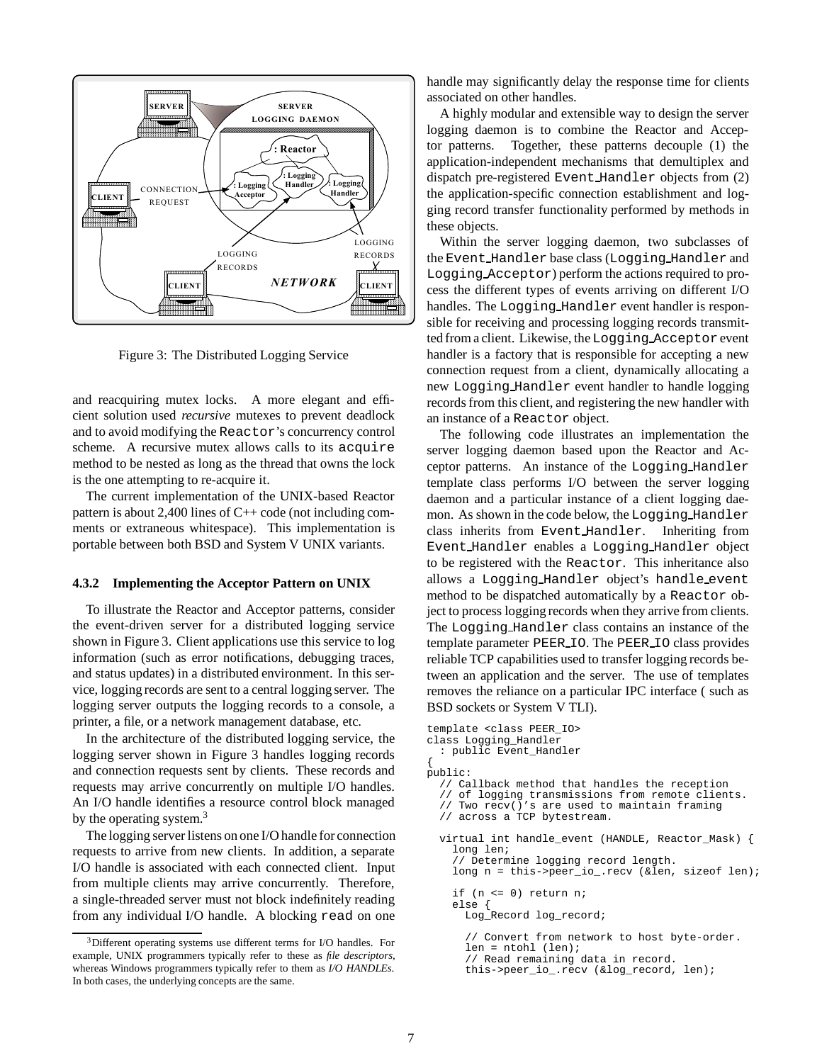Figure 3: The Distributed Logging Service

and reacquiring mutex locks. A more elegant and efficient solution used *recursive* mutexes to prevent deadlock and to avoid modifying the `Reactor`'s concurrency control scheme. A recursive mutex allows calls to its `acquire` method to be nested as long as the thread that owns the lock is the one attempting to re-acquire it.

The current implementation of the UNIX-based Reactor pattern is about 2,400 lines of C++ code (not including comments or extraneous whitespace). This implementation is portable between both BSD and System V UNIX variants.

#### 4.3.2 Implementing the Acceptor Pattern on UNIX

To illustrate the Reactor and Acceptor patterns, consider the event-driven server for a distributed logging service shown in Figure 3. Client applications use this service to log information (such as error notifications, debugging traces, and status updates) in a distributed environment. In this service, logging records are sent to a central logging server. The logging server outputs the logging records to a console, a printer, a file, or a network management database, etc.

In the architecture of the distributed logging service, the logging server shown in Figure 3 handles logging records and connection requests sent by clients. These records and requests may arrive concurrently on multiple I/O handles. An I/O handle identifies a resource control block managed by the operating system.[3]

The logging server listens on one I/O handle for connection requests to arrive from new clients. In addition, a separate I/O handle is associated with each connected client. Input from multiple clients may arrive concurrently. Therefore, a single-threaded server must not block indefinitely reading from any individual I/O handle. A blocking `read` on one handle may significantly delay the response time for clients associated on other handles.

[3] Different operating systems use different terms for I/O handles. For example, UNIX programmers typically refer to these as *file descriptors*, whereas Windows programmers typically refer to them as *I/O HANDLEs*. In both cases, the underlying concepts are the same.

A highly modular and extensible way to design the server logging daemon is to combine the Reactor and Acceptor patterns. Together, these patterns decouple (1) the application-independent mechanisms that demultiplex and dispatch pre-registered `Event_Handler` objects from (2) the application-specific connection establishment and logging record transfer functionality performed by methods in these objects.

Within the server logging daemon, two subclasses of the `Event_Handler` base class (`Logging_Handler` and `Logging_Acceptor`) perform the actions required to process the different types of events arriving on different I/O handles. The `Logging_Handler` event handler is responsible for receiving and processing logging records transmitted from a client. Likewise, the `Logging_Acceptor` event handler is a factory that is responsible for accepting a new connection request from a client, dynamically allocating a new `Logging_Handler` event handler to handle logging records from this client, and registering the new handler with an instance of a `Reactor` object.

The following code illustrates an implementation the server logging daemon based upon the Reactor and Acceptor patterns. An instance of the `Logging_Handler` template class performs I/O between the server logging daemon and a particular instance of a client logging daemon. As shown in the code below, the `Logging_Handler` class inherits from `Event_Handler`. Inheriting from `Event_Handler` enables a `Logging_Handler` object to be registered with the `Reactor`. This inheritance also allows a `Logging_Handler` object's `handle_event` method to be dispatched automatically by a `Reactor` object to process logging records when they arrive from clients. The `Logging_Handler` class contains an instance of the template parameter `PEER_IO`. The `PEER_IO` class provides reliable TCP capabilities used to transfer logging records between an application and the server. The use of templates removes the reliance on a particular IPC interface ( such as BSD sockets or System V TLI).

```
template <class PEER_IO>
class Logging_Handler
  : public Event_Handler
{
public:
  // Callback method that handles the reception
  // of logging transmissions from remote clients.
  // Two recv()'s are used to maintain framing
  // across a TCP bytestream.

  virtual int handle_event (HANDLE, Reactor_Mask) {
    long len;
    // Determine logging record length.
    long n = this->peer_io_.recv (&len, sizeof len);

    if (n <= 0) return n;
    else {
      Log_Record log_record;

      // Convert from network to host byte-order.
      len = ntohl (len);
      // Read remaining data in record.
      this->peer_io_.recv (&log_record, len);
```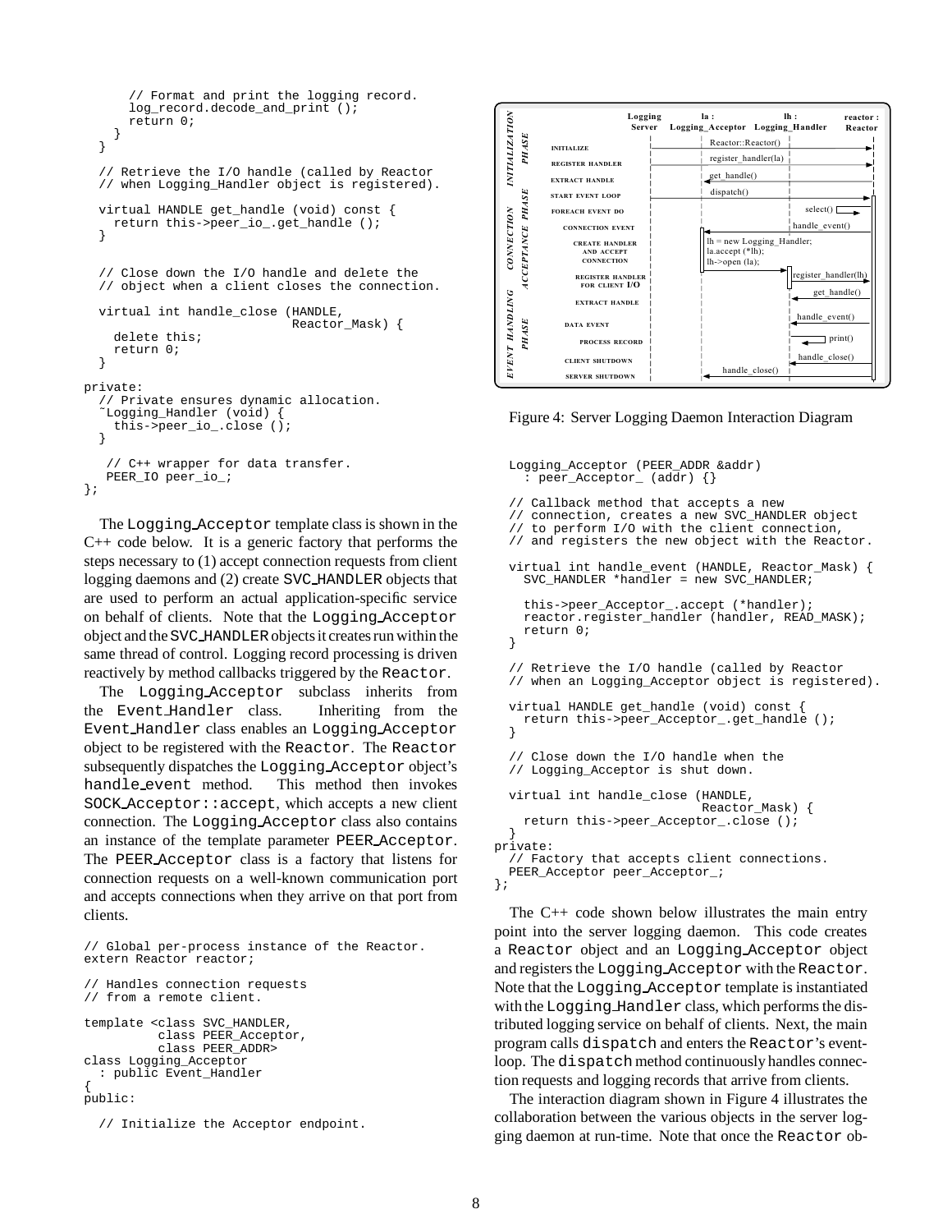```
      // Format and print the logging record.
      log_record.decode_and_print ();
      return 0;
    }
  }

  // Retrieve the I/O handle (called by Reactor
  // when Logging_Handler object is registered).

  virtual HANDLE get_handle (void) const {
    return this->peer_io_.get_handle ();
  }


  // Close down the I/O handle and delete the
  // object when a client closes the connection.

  virtual int handle_close (HANDLE,
                            Reactor_Mask) {
    delete this;
    return 0;
  }

private:
  // Private ensures dynamic allocation.
  ~Logging_Handler (void) {
    this->peer_io_.close ();
  }

   // C++ wrapper for data transfer.
   PEER_IO peer_io_;
};
```

The Logging_Acceptor template class is shown in the C++ code below. It is a generic factory that performs the steps necessary to (1) accept connection requests from client logging daemons and (2) create SVC_HANDLER objects that are used to perform an actual application-specific service on behalf of clients. Note that the Logging_Acceptor object and the SVC_HANDLER objects it creates run within the same thread of control. Logging record processing is driven reactively by method callbacks triggered by the Reactor.

The Logging_Acceptor subclass inherits from the Event_Handler class. Inheriting from the Event_Handler class enables an Logging_Acceptor object to be registered with the Reactor. The Reactor subsequently dispatches the Logging_Acceptor object's handle_event method. This method then invokes SOCK_Acceptor::accept, which accepts a new client connection. The Logging_Acceptor class also contains an instance of the template parameter PEER_Acceptor. The PEER_Acceptor class is a factory that listens for connection requests on a well-known communication port and accepts connections when they arrive on that port from clients.

```
// Global per-process instance of the Reactor.
extern Reactor reactor;

// Handles connection requests
// from a remote client.

template <class SVC_HANDLER,
          class PEER_Acceptor,
          class PEER_ADDR>
class Logging_Acceptor
  : public Event_Handler
{
public:

  // Initialize the Acceptor endpoint.

  Logging_Acceptor (PEER_ADDR &addr)
    : peer_Acceptor_ (addr) {}

  // Callback method that accepts a new
  // connection, creates a new SVC_HANDLER object
  // to perform I/O with the client connection,
  // and registers the new object with the Reactor.

  virtual int handle_event (HANDLE, Reactor_Mask) {
    SVC_HANDLER *handler = new SVC_HANDLER;

    this->peer_Acceptor_.accept (*handler);
    reactor.register_handler (handler, READ_MASK);
    return 0;
  }

  // Retrieve the I/O handle (called by Reactor
  // when an Logging_Acceptor object is registered).

  virtual HANDLE get_handle (void) const {
    return this->peer_Acceptor_.get_handle ();
  }

  // Close down the I/O handle when the
  // Logging_Acceptor is shut down.

  virtual int handle_close (HANDLE,
                            Reactor_Mask) {
    return this->peer_Acceptor_.close ();
  }
private:
  // Factory that accepts client connections.
  PEER_Acceptor peer_Acceptor_;
};
```

Figure 4: Server Logging Daemon Interaction Diagram

The C++ code shown below illustrates the main entry point into the server logging daemon. This code creates a Reactor object and an Logging_Acceptor object and registers the Logging_Acceptor with the Reactor. Note that the Logging_Acceptor template is instantiated with the Logging_Handler class, which performs the distributed logging service on behalf of clients. Next, the main program calls dispatch and enters the Reactor's event-loop. The dispatch method continuously handles connection requests and logging records that arrive from clients.

The interaction diagram shown in Figure 4 illustrates the collaboration between the various objects in the server logging daemon at run-time. Note that once the Reactor ob-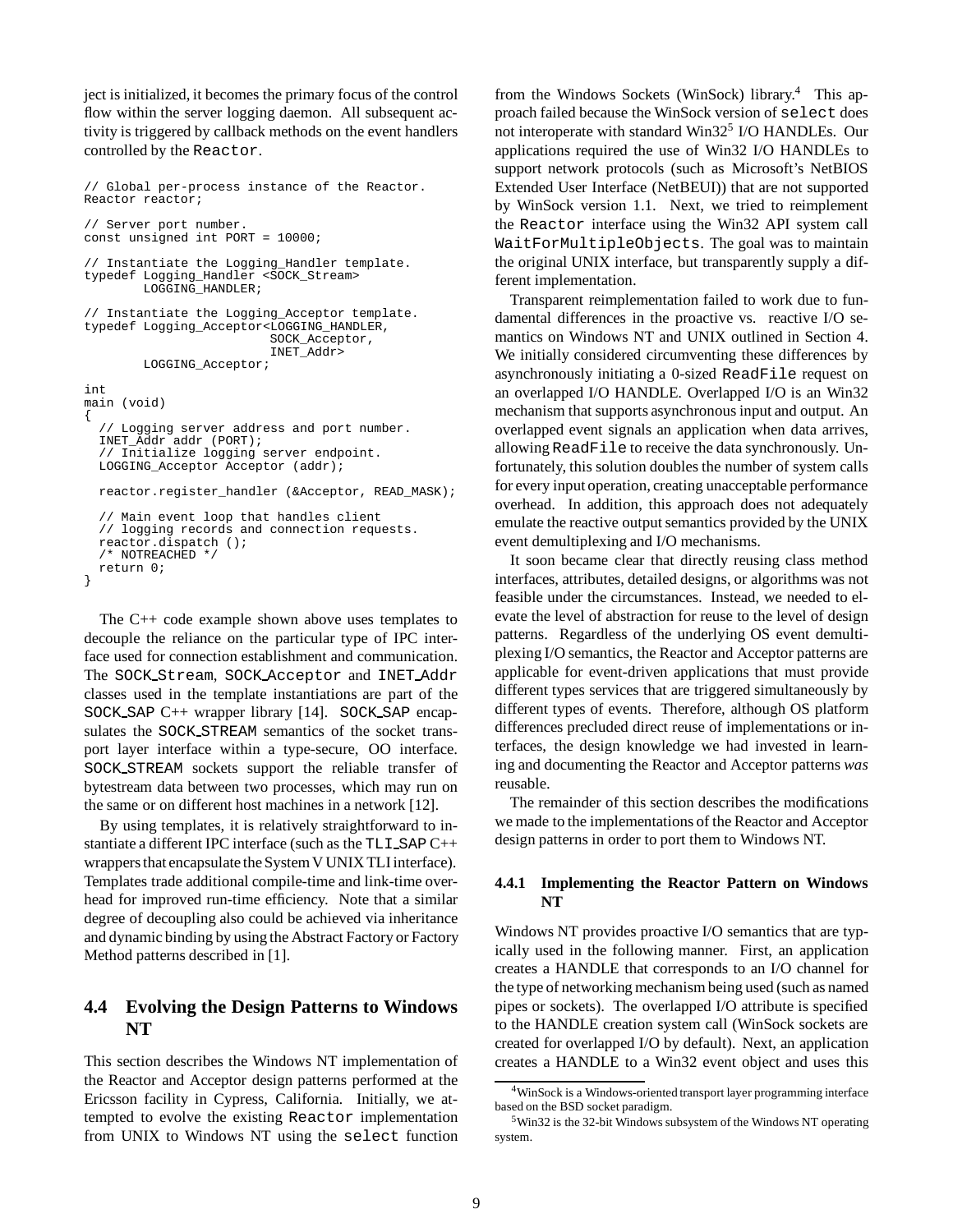ject is initialized, it becomes the primary focus of the control flow within the server logging daemon. All subsequent activity is triggered by callback methods on the event handlers controlled by the Reactor.

```
// Global per-process instance of the Reactor.
Reactor reactor;

// Server port number.
const unsigned int PORT = 10000;

// Instantiate the Logging_Handler template.
typedef Logging_Handler <SOCK_Stream>
        LOGGING_HANDLER;

// Instantiate the Logging_Acceptor template.
typedef Logging_Acceptor<LOGGING_HANDLER,
                         SOCK_Acceptor,
                         INET_Addr>
        LOGGING_Acceptor;

int
main (void)
{
  // Logging server address and port number.
  INET_Addr addr (PORT);
  // Initialize logging server endpoint.
  LOGGING_Acceptor Acceptor (addr);

  reactor.register_handler (&Acceptor, READ_MASK);

  // Main event loop that handles client
  // logging records and connection requests.
  reactor.dispatch ();
  /* NOTREACHED */
  return 0;
}
```

The C++ code example shown above uses templates to decouple the reliance on the particular type of IPC interface used for connection establishment and communication. The SOCK_Stream, SOCK_Acceptor and INET_Addr classes used in the template instantiations are part of the SOCK_SAP C++ wrapper library [14]. SOCK_SAP encapsulates the SOCK_STREAM semantics of the socket transport layer interface within a type-secure, OO interface. SOCK_STREAM sockets support the reliable transfer of bytestream data between two processes, which may run on the same or on different host machines in a network [12].

By using templates, it is relatively straightforward to instantiate a different IPC interface (such as the TLI_SAP C++ wrappers that encapsulate the System V UNIX TLI interface). Templates trade additional compile-time and link-time overhead for improved run-time efficiency. Note that a similar degree of decoupling also could be achieved via inheritance and dynamic binding by using the Abstract Factory or Factory Method patterns described in [1].

## 4.4 Evolving the Design Patterns to Windows NT

This section describes the Windows NT implementation of the Reactor and Acceptor design patterns performed at the Ericsson facility in Cypress, California. Initially, we attempted to evolve the existing Reactor implementation from UNIX to Windows NT using the select function from the Windows Sockets (WinSock) library.[4] This approach failed because the WinSock version of select does not interoperate with standard Win32[5] I/O HANDLEs. Our applications required the use of Win32 I/O HANDLEs to support network protocols (such as Microsoft's NetBIOS Extended User Interface (NetBEUI)) that are not supported by WinSock version 1.1. Next, we tried to reimplement the Reactor interface using the Win32 API system call WaitForMultipleObjects. The goal was to maintain the original UNIX interface, but transparently supply a different implementation.

Transparent reimplementation failed to work due to fundamental differences in the proactive vs. reactive I/O semantics on Windows NT and UNIX outlined in Section 4. We initially considered circumventing these differences by asynchronously initiating a 0-sized ReadFile request on an overlapped I/O HANDLE. Overlapped I/O is an Win32 mechanism that supports asynchronous input and output. An overlapped event signals an application when data arrives, allowing ReadFile to receive the data synchronously. Unfortunately, this solution doubles the number of system calls for every input operation, creating unacceptable performance overhead. In addition, this approach does not adequately emulate the reactive output semantics provided by the UNIX event demultiplexing and I/O mechanisms.

It soon became clear that directly reusing class method interfaces, attributes, detailed designs, or algorithms was not feasible under the circumstances. Instead, we needed to elevate the level of abstraction for reuse to the level of design patterns. Regardless of the underlying OS event demultiplexing I/O semantics, the Reactor and Acceptor patterns are applicable for event-driven applications that must provide different types services that are triggered simultaneously by different types of events. Therefore, although OS platform differences precluded direct reuse of implementations or interfaces, the design knowledge we had invested in learning and documenting the Reactor and Acceptor patterns *was* reusable.

The remainder of this section describes the modifications we made to the implementations of the Reactor and Acceptor design patterns in order to port them to Windows NT.

### 4.4.1 Implementing the Reactor Pattern on Windows NT

Windows NT provides proactive I/O semantics that are typically used in the following manner. First, an application creates a HANDLE that corresponds to an I/O channel for the type of networking mechanism being used (such as named pipes or sockets). The overlapped I/O attribute is specified to the HANDLE creation system call (WinSock sockets are created for overlapped I/O by default). Next, an application creates a HANDLE to a Win32 event object and uses this

[4] WinSock is a Windows-oriented transport layer programming interface based on the BSD socket paradigm.

[5] Win32 is the 32-bit Windows subsystem of the Windows NT operating system.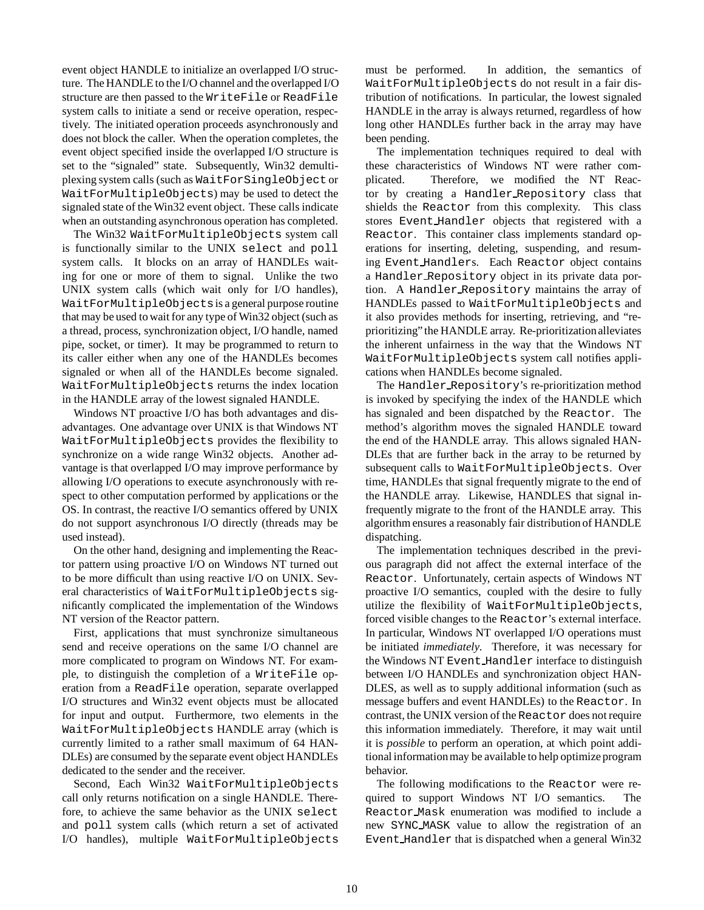event object HANDLE to initialize an overlapped I/O structure. The HANDLE to the I/O channel and the overlapped I/O structure are then passed to the `WriteFile` or `ReadFile` system calls to initiate a send or receive operation, respectively. The initiated operation proceeds asynchronously and does not block the caller. When the operation completes, the event object specified inside the overlapped I/O structure is set to the "signaled" state. Subsequently, Win32 demultiplexing system calls (such as `WaitForSingleObject` or `WaitForMultipleObjects`) may be used to detect the signaled state of the Win32 event object. These calls indicate when an outstanding asynchronous operation has completed.

The Win32 `WaitForMultipleObjects` system call is functionally similar to the UNIX `select` and `poll` system calls. It blocks on an array of HANDLEs waiting for one or more of them to signal. Unlike the two UNIX system calls (which wait only for I/O handles), `WaitForMultipleObjects` is a general purpose routine that may be used to wait for any type of Win32 object (such as a thread, process, synchronization object, I/O handle, named pipe, socket, or timer). It may be programmed to return to its caller either when any one of the HANDLEs becomes signaled or when all of the HANDLEs become signaled. `WaitForMultipleObjects` returns the index location in the HANDLE array of the lowest signaled HANDLE.

Windows NT proactive I/O has both advantages and disadvantages. One advantage over UNIX is that Windows NT `WaitForMultipleObjects` provides the flexibility to synchronize on a wide range Win32 objects. Another advantage is that overlapped I/O may improve performance by allowing I/O operations to execute asynchronously with respect to other computation performed by applications or the OS. In contrast, the reactive I/O semantics offered by UNIX do not support asynchronous I/O directly (threads may be used instead).

On the other hand, designing and implementing the Reactor pattern using proactive I/O on Windows NT turned out to be more difficult than using reactive I/O on UNIX. Several characteristics of `WaitForMultipleObjects` significantly complicated the implementation of the Windows NT version of the Reactor pattern.

First, applications that must synchronize simultaneous send and receive operations on the same I/O channel are more complicated to program on Windows NT. For example, to distinguish the completion of a `WriteFile` operation from a `ReadFile` operation, separate overlapped I/O structures and Win32 event objects must be allocated for input and output. Furthermore, two elements in the `WaitForMultipleObjects` HANDLE array (which is currently limited to a rather small maximum of 64 HANDLEs) are consumed by the separate event object HANDLEs dedicated to the sender and the receiver.

Second, Each Win32 `WaitForMultipleObjects` call only returns notification on a single HANDLE. Therefore, to achieve the same behavior as the UNIX `select` and `poll` system calls (which return a set of activated I/O handles), multiple `WaitForMultipleObjects` must be performed. In addition, the semantics of `WaitForMultipleObjects` do not result in a fair distribution of notifications. In particular, the lowest signaled HANDLE in the array is always returned, regardless of how long other HANDLEs further back in the array may have been pending.

The implementation techniques required to deal with these characteristics of Windows NT were rather complicated. Therefore, we modified the NT Reactor by creating a `Handler_Repository` class that shields the `Reactor` from this complexity. This class stores `Event_Handler` objects that registered with a `Reactor`. This container class implements standard operations for inserting, deleting, suspending, and resuming `Event_Handler`s. Each `Reactor` object contains a `Handler_Repository` object in its private data portion. A `Handler_Repository` maintains the array of HANDLEs passed to `WaitForMultipleObjects` and it also provides methods for inserting, retrieving, and "re-prioritizing" the HANDLE array. Re-prioritization alleviates the inherent unfairness in the way that the Windows NT `WaitForMultipleObjects` system call notifies applications when HANDLEs become signaled.

The `Handler_Repository`'s re-prioritization method is invoked by specifying the index of the HANDLE which has signaled and been dispatched by the `Reactor`. The method's algorithm moves the signaled HANDLE toward the end of the HANDLE array. This allows signaled HANDLEs that are further back in the array to be returned by subsequent calls to `WaitForMultipleObjects`. Over time, HANDLEs that signal frequently migrate to the end of the HANDLE array. Likewise, HANDLES that signal infrequently migrate to the front of the HANDLE array. This algorithm ensures a reasonably fair distribution of HANDLE dispatching.

The implementation techniques described in the previous paragraph did not affect the external interface of the `Reactor`. Unfortunately, certain aspects of Windows NT proactive I/O semantics, coupled with the desire to fully utilize the flexibility of `WaitForMultipleObjects`, forced visible changes to the `Reactor`'s external interface. In particular, Windows NT overlapped I/O operations must be initiated *immediately*. Therefore, it was necessary for the Windows NT `Event_Handler` interface to distinguish between I/O HANDLEs and synchronization object HANDLES, as well as to supply additional information (such as message buffers and event HANDLEs) to the `Reactor`. In contrast, the UNIX version of the `Reactor` does not require this information immediately. Therefore, it may wait until it is *possible* to perform an operation, at which point additional information may be available to help optimize program behavior.

The following modifications to the `Reactor` were required to support Windows NT I/O semantics. The `Reactor_Mask` enumeration was modified to include a new `SYNC_MASK` value to allow the registration of an `Event_Handler` that is dispatched when a general Win32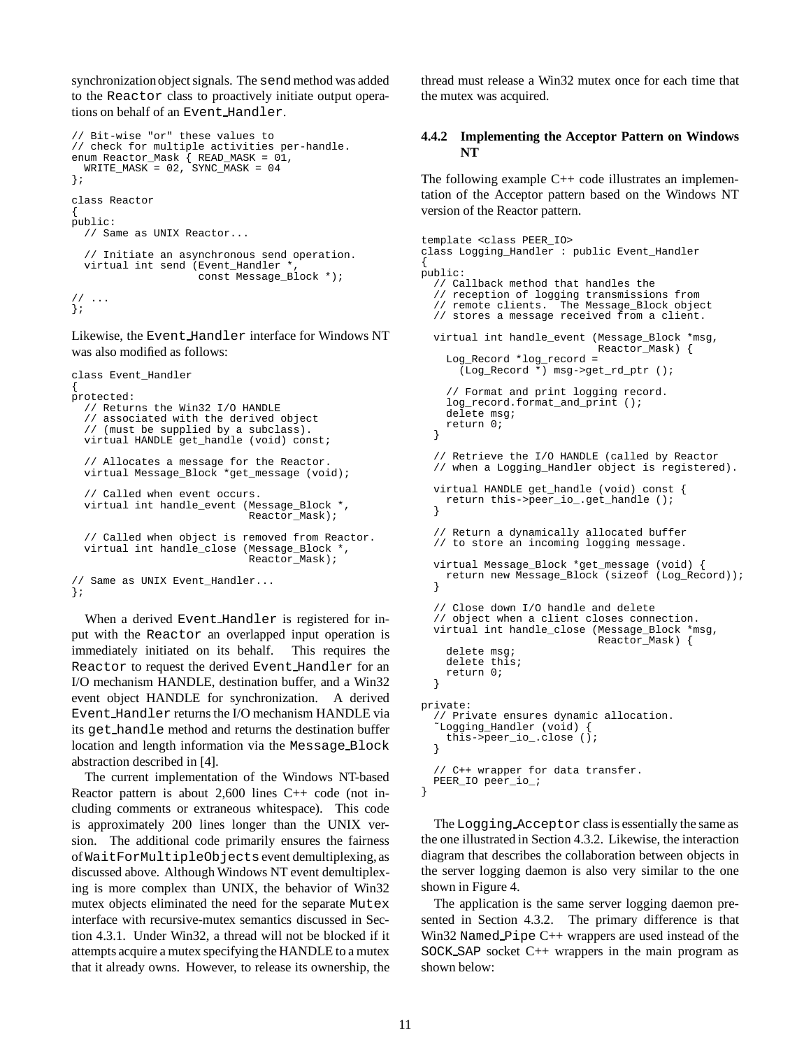synchronization object signals. The `send` method was added to the `Reactor` class to proactively initiate output operations on behalf of an `Event_Handler`.

```
// Bit-wise "or" these values to
// check for multiple activities per-handle.
enum Reactor_Mask { READ_MASK = 01,
  WRITE_MASK = 02, SYNC_MASK = 04
};

class Reactor
{
public:
  // Same as UNIX Reactor...

  // Initiate an asynchronous send operation.
  virtual int send (Event_Handler *,
                    const Message_Block *);

// ...
};
```

Likewise, the `Event_Handler` interface for Windows NT was also modified as follows:

```
class Event_Handler
{
protected:
  // Returns the Win32 I/O HANDLE
  // associated with the derived object
  // (must be supplied by a subclass).
  virtual HANDLE get_handle (void) const;

  // Allocates a message for the Reactor.
  virtual Message_Block *get_message (void);

  // Called when event occurs.
  virtual int handle_event (Message_Block *,
                            Reactor_Mask);

  // Called when object is removed from Reactor.
  virtual int handle_close (Message_Block *,
                            Reactor_Mask);

// Same as UNIX Event_Handler...
};
```

When a derived `Event_Handler` is registered for input with the `Reactor` an overlapped input operation is immediately initiated on its behalf. This requires the `Reactor` to request the derived `Event_Handler` for an I/O mechanism HANDLE, destination buffer, and a Win32 event object HANDLE for synchronization. A derived `Event_Handler` returns the I/O mechanism HANDLE via its `get_handle` method and returns the destination buffer location and length information via the `Message_Block` abstraction described in [4].

The current implementation of the Windows NT-based Reactor pattern is about 2,600 lines C++ code (not including comments or extraneous whitespace). This code is approximately 200 lines longer than the UNIX version. The additional code primarily ensures the fairness of `WaitForMultipleObjects` event demultiplexing, as discussed above. Although Windows NT event demultiplexing is more complex than UNIX, the behavior of Win32 mutex objects eliminated the need for the separate `Mutex` interface with recursive-mutex semantics discussed in Section 4.3.1. Under Win32, a thread will not be blocked if it attempts acquire a mutex specifying the HANDLE to a mutex that it already owns. However, to release its ownership, the thread must release a Win32 mutex once for each time that the mutex was acquired.

### 4.4.2 Implementing the Acceptor Pattern on Windows NT

The following example C++ code illustrates an implementation of the Acceptor pattern based on the Windows NT version of the Reactor pattern.

```
template <class PEER_IO>
class Logging_Handler : public Event_Handler
{
public:
  // Callback method that handles the
  // reception of logging transmissions from
  // remote clients.  The Message_Block object
  // stores a message received from a client.

  virtual int handle_event (Message_Block *msg,
                            Reactor_Mask) {
    Log_Record *log_record =
      (Log_Record *) msg->get_rd_ptr ();

    // Format and print logging record.
    log_record.format_and_print ();
    delete msg;
    return 0;
  }

  // Retrieve the I/O HANDLE (called by Reactor
  // when a Logging_Handler object is registered).

  virtual HANDLE get_handle (void) const {
    return this->peer_io_.get_handle ();
  }

  // Return a dynamically allocated buffer
  // to store an incoming logging message.

  virtual Message_Block *get_message (void) {
    return new Message_Block (sizeof (Log_Record));
  }

  // Close down I/O handle and delete
  // object when a client closes connection.
  virtual int handle_close (Message_Block *msg,
                            Reactor_Mask) {
    delete msg;
    delete this;
    return 0;
  }

private:
  // Private ensures dynamic allocation.
  ~Logging_Handler (void) {
    this->peer_io_.close ();
  }

  // C++ wrapper for data transfer.
  PEER_IO peer_io_;
}
```

The `Logging_Acceptor` class is essentially the same as the one illustrated in Section 4.3.2. Likewise, the interaction diagram that describes the collaboration between objects in the server logging daemon is also very similar to the one shown in Figure 4.

The application is the same server logging daemon presented in Section 4.3.2. The primary difference is that Win32 `Named_Pipe` C++ wrappers are used instead of the `SOCK_SAP` socket C++ wrappers in the main program as shown below: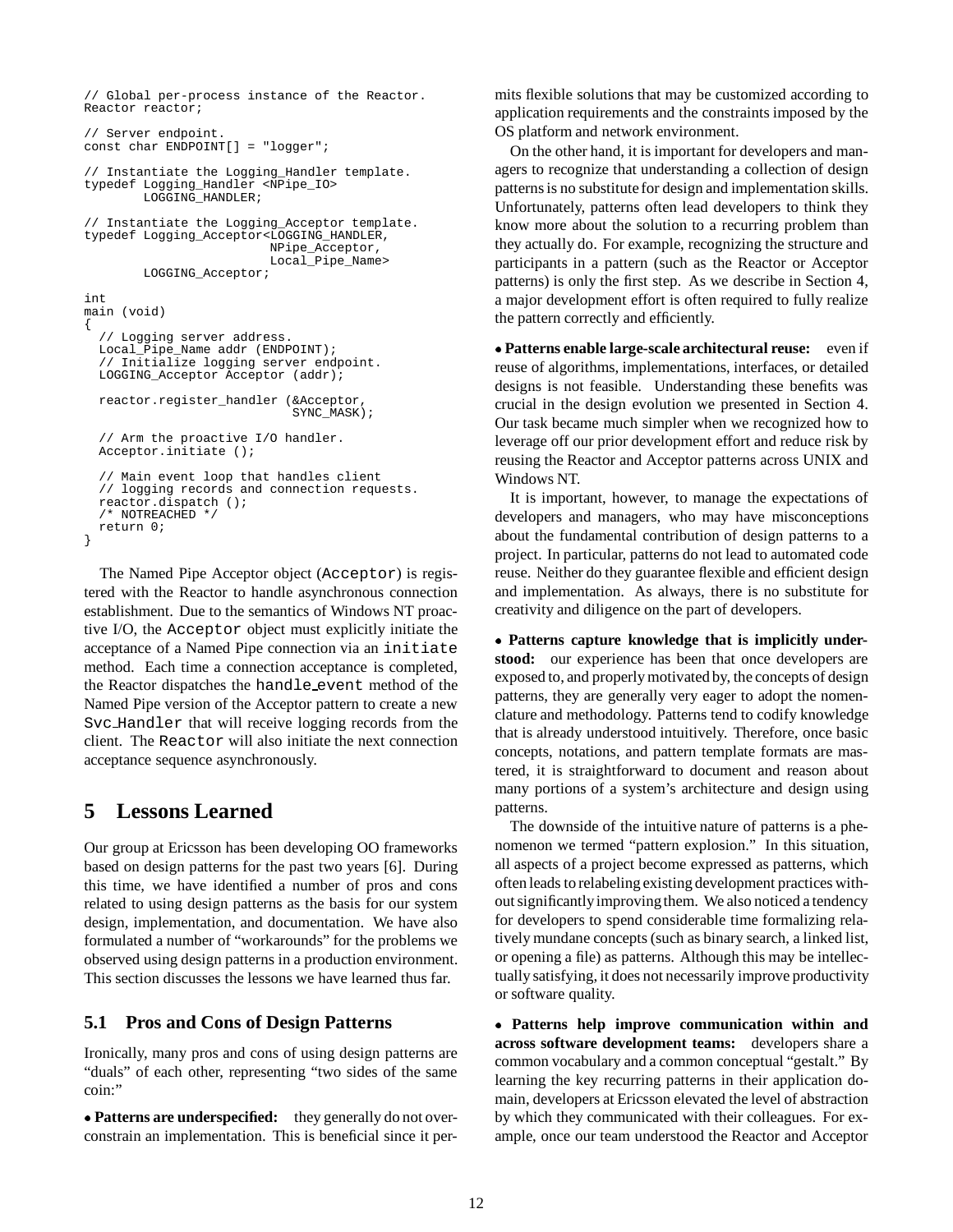```
// Global per-process instance of the Reactor.
Reactor reactor;

// Server endpoint.
const char ENDPOINT[] = "logger";

// Instantiate the Logging_Handler template.
typedef Logging_Handler <NPipe_IO>
        LOGGING_HANDLER;

// Instantiate the Logging_Acceptor template.
typedef Logging_Acceptor<LOGGING_HANDLER,
                         NPipe_Acceptor,
                         Local_Pipe_Name>
        LOGGING_Acceptor;

int
main (void)
{
  // Logging server address.
  Local_Pipe_Name addr (ENDPOINT);
  // Initialize logging server endpoint.
  LOGGING_Acceptor Acceptor (addr);

  reactor.register_handler (&Acceptor,
                            SYNC_MASK);

  // Arm the proactive I/O handler.
  Acceptor.initiate ();

  // Main event loop that handles client
  // logging records and connection requests.
  reactor.dispatch ();
  /* NOTREACHED */
  return 0;
}
```

The Named Pipe Acceptor object (`Acceptor`) is registered with the Reactor to handle asynchronous connection establishment. Due to the semantics of Windows NT proactive I/O, the `Acceptor` object must explicitly initiate the acceptance of a Named Pipe connection via an `initiate` method. Each time a connection acceptance is completed, the Reactor dispatches the `handle_event` method of the Named Pipe version of the Acceptor pattern to create a new `Svc_Handler` that will receive logging records from the client. The `Reactor` will also initiate the next connection acceptance sequence asynchronously.

# 5 Lessons Learned

Our group at Ericsson has been developing OO frameworks based on design patterns for the past two years [6]. During this time, we have identified a number of pros and cons related to using design patterns as the basis for our system design, implementation, and documentation. We have also formulated a number of "workarounds" for the problems we observed using design patterns in a production environment. This section discusses the lessons we have learned thus far.

## 5.1 Pros and Cons of Design Patterns

Ironically, many pros and cons of using design patterns are "duals" of each other, representing "two sides of the same coin:"

- **Patterns are underspecified:** they generally do not over-constrain an implementation. This is beneficial since it permits flexible solutions that may be customized according to application requirements and the constraints imposed by the OS platform and network environment.

On the other hand, it is important for developers and managers to recognize that understanding a collection of design patterns is no substitute for design and implementation skills. Unfortunately, patterns often lead developers to think they know more about the solution to a recurring problem than they actually do. For example, recognizing the structure and participants in a pattern (such as the Reactor or Acceptor patterns) is only the first step. As we describe in Section 4, a major development effort is often required to fully realize the pattern correctly and efficiently.

- **Patterns enable large-scale architectural reuse:** even if reuse of algorithms, implementations, interfaces, or detailed designs is not feasible. Understanding these benefits was crucial in the design evolution we presented in Section 4. Our task became much simpler when we recognized how to leverage off our prior development effort and reduce risk by reusing the Reactor and Acceptor patterns across UNIX and Windows NT.

It is important, however, to manage the expectations of developers and managers, who may have misconceptions about the fundamental contribution of design patterns to a project. In particular, patterns do not lead to automated code reuse. Neither do they guarantee flexible and efficient design and implementation. As always, there is no substitute for creativity and diligence on the part of developers.

- **Patterns capture knowledge that is implicitly understood:** our experience has been that once developers are exposed to, and properly motivated by, the concepts of design patterns, they are generally very eager to adopt the nomenclature and methodology. Patterns tend to codify knowledge that is already understood intuitively. Therefore, once basic concepts, notations, and pattern template formats are mastered, it is straightforward to document and reason about many portions of a system's architecture and design using patterns.

The downside of the intuitive nature of patterns is a phenomenon we termed "pattern explosion." In this situation, all aspects of a project become expressed as patterns, which often leads to relabeling existing development practices without significantly improving them. We also noticed a tendency for developers to spend considerable time formalizing relatively mundane concepts (such as binary search, a linked list, or opening a file) as patterns. Although this may be intellectually satisfying, it does not necessarily improve productivity or software quality.

- **Patterns help improve communication within and across software development teams:** developers share a common vocabulary and a common conceptual "gestalt." By learning the key recurring patterns in their application domain, developers at Ericsson elevated the level of abstraction by which they communicated with their colleagues. For example, once our team understood the Reactor and Acceptor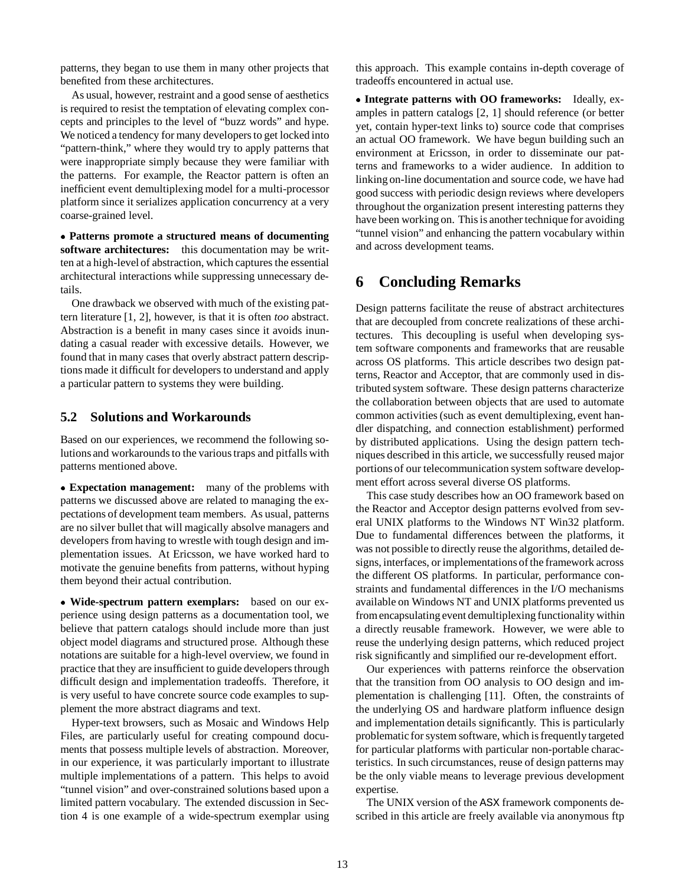patterns, they began to use them in many other projects that benefited from these architectures.

As usual, however, restraint and a good sense of aesthetics is required to resist the temptation of elevating complex concepts and principles to the level of "buzz words" and hype. We noticed a tendency for many developers to get locked into "pattern-think," where they would try to apply patterns that were inappropriate simply because they were familiar with the patterns. For example, the Reactor pattern is often an inefficient event demultiplexing model for a multi-processor platform since it serializes application concurrency at a very coarse-grained level.

- **Patterns promote a structured means of documenting software architectures:** this documentation may be written at a high-level of abstraction, which captures the essential architectural interactions while suppressing unnecessary details.

One drawback we observed with much of the existing pattern literature [1, 2], however, is that it is often *too* abstract. Abstraction is a benefit in many cases since it avoids inundating a casual reader with excessive details. However, we found that in many cases that overly abstract pattern descriptions made it difficult for developers to understand and apply a particular pattern to systems they were building.

### 5.2 Solutions and Workarounds

Based on our experiences, we recommend the following solutions and workarounds to the various traps and pitfalls with patterns mentioned above.

- **Expectation management:** many of the problems with patterns we discussed above are related to managing the expectations of development team members. As usual, patterns are no silver bullet that will magically absolve managers and developers from having to wrestle with tough design and implementation issues. At Ericsson, we have worked hard to motivate the genuine benefits from patterns, without hyping them beyond their actual contribution.

- **Wide-spectrum pattern exemplars:** based on our experience using design patterns as a documentation tool, we believe that pattern catalogs should include more than just object model diagrams and structured prose. Although these notations are suitable for a high-level overview, we found in practice that they are insufficient to guide developers through difficult design and implementation tradeoffs. Therefore, it is very useful to have concrete source code examples to supplement the more abstract diagrams and text.

Hyper-text browsers, such as Mosaic and Windows Help Files, are particularly useful for creating compound documents that possess multiple levels of abstraction. Moreover, in our experience, it was particularly important to illustrate multiple implementations of a pattern. This helps to avoid "tunnel vision" and over-constrained solutions based upon a limited pattern vocabulary. The extended discussion in Section 4 is one example of a wide-spectrum exemplar using this approach. This example contains in-depth coverage of tradeoffs encountered in actual use.

- **Integrate patterns with OO frameworks:** Ideally, examples in pattern catalogs [2, 1] should reference (or better yet, contain hyper-text links to) source code that comprises an actual OO framework. We have begun building such an environment at Ericsson, in order to disseminate our patterns and frameworks to a wider audience. In addition to linking on-line documentation and source code, we have had good success with periodic design reviews where developers throughout the organization present interesting patterns they have been working on. This is another technique for avoiding "tunnel vision" and enhancing the pattern vocabulary within and across development teams.

## 6 Concluding Remarks

Design patterns facilitate the reuse of abstract architectures that are decoupled from concrete realizations of these architectures. This decoupling is useful when developing system software components and frameworks that are reusable across OS platforms. This article describes two design patterns, Reactor and Acceptor, that are commonly used in distributed system software. These design patterns characterize the collaboration between objects that are used to automate common activities (such as event demultiplexing, event handler dispatching, and connection establishment) performed by distributed applications. Using the design pattern techniques described in this article, we successfully reused major portions of our telecommunication system software development effort across several diverse OS platforms.

This case study describes how an OO framework based on the Reactor and Acceptor design patterns evolved from several UNIX platforms to the Windows NT Win32 platform. Due to fundamental differences between the platforms, it was not possible to directly reuse the algorithms, detailed designs, interfaces, or implementations of the framework across the different OS platforms. In particular, performance constraints and fundamental differences in the I/O mechanisms available on Windows NT and UNIX platforms prevented us from encapsulating event demultiplexing functionality within a directly reusable framework. However, we were able to reuse the underlying design patterns, which reduced project risk significantly and simplified our re-development effort.

Our experiences with patterns reinforce the observation that the transition from OO analysis to OO design and implementation is challenging [11]. Often, the constraints of the underlying OS and hardware platform influence design and implementation details significantly. This is particularly problematic for system software, which is frequently targeted for particular platforms with particular non-portable characteristics. In such circumstances, reuse of design patterns may be the only viable means to leverage previous development expertise.

The UNIX version of the ASX framework components described in this article are freely available via anonymous ftp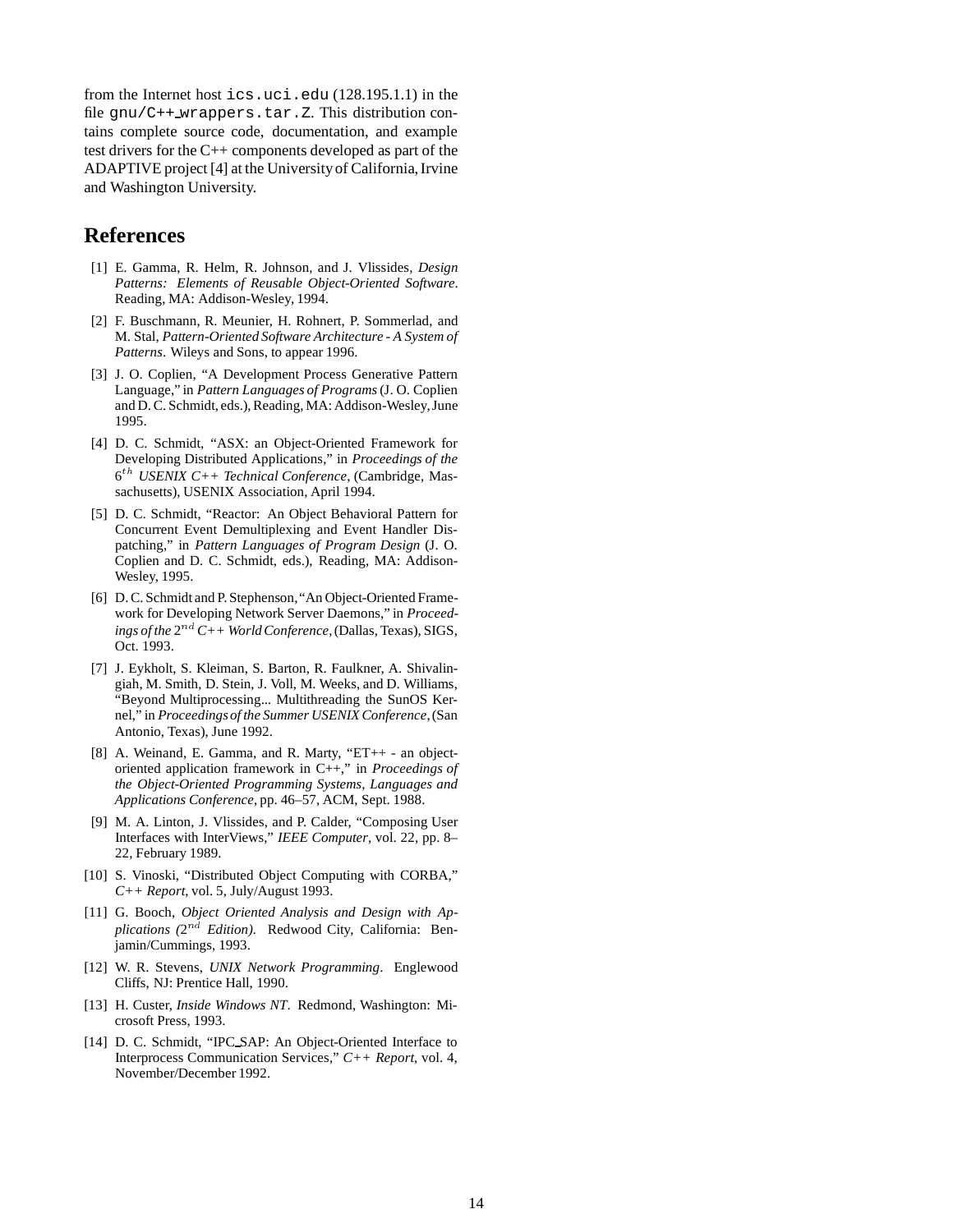from the Internet host `ics.uci.edu` (128.195.1.1) in the file `gnu/C++_wrappers.tar.Z`. This distribution contains complete source code, documentation, and example test drivers for the C++ components developed as part of the ADAPTIVE project [4] at the University of California, Irvine and Washington University.

## References

[1] E. Gamma, R. Helm, R. Johnson, and J. Vlissides, *Design Patterns: Elements of Reusable Object-Oriented Software*. Reading, MA: Addison-Wesley, 1994.

[2] F. Buschmann, R. Meunier, H. Rohnert, P. Sommerlad, and M. Stal, *Pattern-Oriented Software Architecture - A System of Patterns*. Wileys and Sons, to appear 1996.

[3] J. O. Coplien, "A Development Process Generative Pattern Language," in *Pattern Languages of Programs* (J. O. Coplien and D. C. Schmidt, eds.), Reading, MA: Addison-Wesley, June 1995.

[4] D. C. Schmidt, "ASX: an Object-Oriented Framework for Developing Distributed Applications," in *Proceedings of the* $6^{th}$ *USENIX C++ Technical Conference*, (Cambridge, Massachusetts), USENIX Association, April 1994.

[5] D. C. Schmidt, "Reactor: An Object Behavioral Pattern for Concurrent Event Demultiplexing and Event Handler Dispatching," in *Pattern Languages of Program Design* (J. O. Coplien and D. C. Schmidt, eds.), Reading, MA: Addison-Wesley, 1995.

[6] D. C. Schmidt and P. Stephenson, "An Object-Oriented Framework for Developing Network Server Daemons," in *Proceedings of the* $2^{nd}$ *C++ World Conference*, (Dallas, Texas), SIGS, Oct. 1993.

[7] J. Eykholt, S. Kleiman, S. Barton, R. Faulkner, A. Shivalingiah, M. Smith, D. Stein, J. Voll, M. Weeks, and D. Williams, "Beyond Multiprocessing... Multithreading the SunOS Kernel," in *Proceedings of the Summer USENIX Conference*, (San Antonio, Texas), June 1992.

[8] A. Weinand, E. Gamma, and R. Marty, "ET++ - an object-oriented application framework in C++," in *Proceedings of the Object-Oriented Programming Systems, Languages and Applications Conference*, pp. 46–57, ACM, Sept. 1988.

[9] M. A. Linton, J. Vlissides, and P. Calder, "Composing User Interfaces with InterViews," *IEEE Computer*, vol. 22, pp. 8–22, February 1989.

[10] S. Vinoski, "Distributed Object Computing with CORBA," *C++ Report*, vol. 5, July/August 1993.

[11] G. Booch, *Object Oriented Analysis and Design with Applications (*$2^{nd}$ *Edition)*. Redwood City, California: Benjamin/Cummings, 1993.

[12] W. R. Stevens, *UNIX Network Programming*. Englewood Cliffs, NJ: Prentice Hall, 1990.

[13] H. Custer, *Inside Windows NT*. Redmond, Washington: Microsoft Press, 1993.

[14] D. C. Schmidt, "IPC_SAP: An Object-Oriented Interface to Interprocess Communication Services," *C++ Report*, vol. 4, November/December 1992.